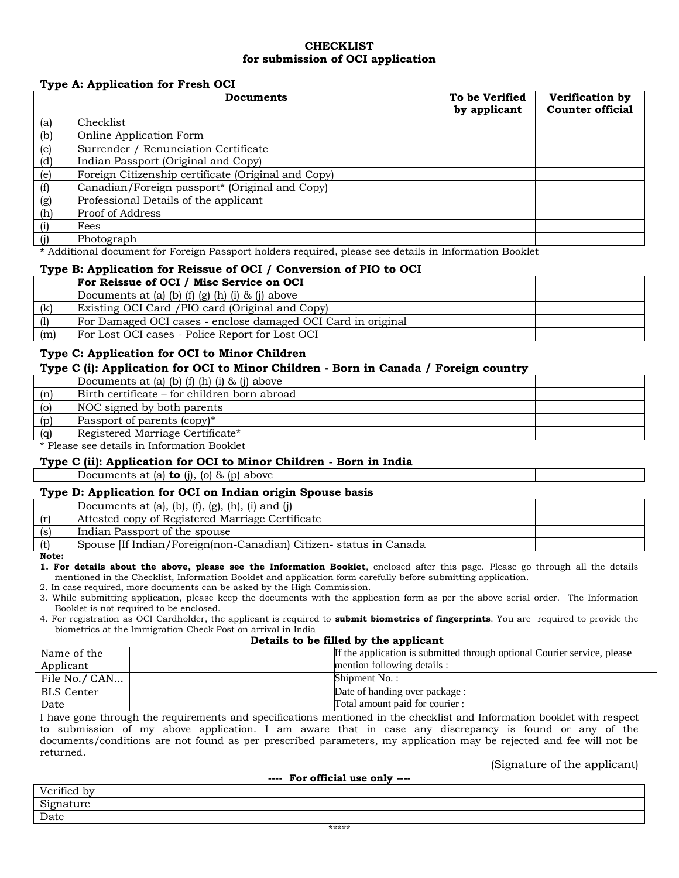# CHECKLIST
## for submission of OCI application

### Type A: Application for Fresh OCI

| | Documents | To be Verified by applicant | Verification by Counter official |
|---|---|---|---|
| (a) | Checklist | | |
| (b) | Online Application Form | | |
| (c) | Surrender / Renunciation Certificate | | |
| (d) | Indian Passport (Original and Copy) | | |
| (e) | Foreign Citizenship certificate (Original and Copy) | | |
| (f) | Canadian/Foreign passport* (Original and Copy) | | |
| (g) | Professional Details of the applicant | | |
| (h) | Proof of Address | | |
| (i) | Fees | | |
| (j) | Photograph | | |

**\*** Additional document for Foreign Passport holders required, please see details in Information Booklet

### Type B: Application for Reissue of OCI / Conversion of PIO to OCI

| | **For Reissue of OCI / Misc Service on OCI** | | |
|---|---|---|---|
| | Documents at (a) (b) (f) (g) (h) (i) & (j) above | | |
| (k) | Existing OCI Card /PIO card (Original and Copy) | | |
| (l) | For Damaged OCI cases - enclose damaged OCI Card in original | | |
| (m) | For Lost OCI cases - Police Report for Lost OCI | | |

### Type C: Application for OCI to Minor Children

#### Type C (i): Application for OCI to Minor Children - Born in Canada / Foreign country

| | | | |
|---|---|---|---|
| | Documents at (a) (b) (f) (h) (i) & (j) above | | |
| (n) | Birth certificate – for children born abroad | | |
| (o) | NOC signed by both parents | | |
| (p) | Passport of parents (copy)* | | |
| (q) | Registered Marriage Certificate* | | |

\* Please see details in Information Booklet

#### Type C (ii): Application for OCI to Minor Children - Born in India

| | | | |
|---|---|---|---|
| | Documents at (a) **to** (j), (o) & (p) above | | |

### Type D: Application for OCI on Indian origin Spouse basis

| | | | |
|---|---|---|---|
| | Documents at (a), (b), (f), (g), (h), (i) and (j) | | |
| (r) | Attested copy of Registered Marriage Certificate | | |
| (s) | Indian Passport of the spouse | | |
| (t) | Spouse [If Indian/Foreign(non-Canadian) Citizen- status in Canada | | |

**Note:**

1. **For details about the above, please see the Information Booklet**, enclosed after this page. Please go through all the details mentioned in the Checklist, Information Booklet and application form carefully before submitting application.
2. In case required, more documents can be asked by the High Commission.
3. While submitting application, please keep the documents with the application form as per the above serial order. The Information Booklet is not required to be enclosed.
4. For registration as OCI Cardholder, the applicant is required to **submit biometrics of fingerprints**. You are required to provide the biometrics at the Immigration Check Post on arrival in India

**Details to be filled by the applicant**

| | | |
|---|---|---|
| Name of the Applicant | | If the application is submitted through optional Courier service, please mention following details : |
| File No./ CAN... | | Shipment No. : |
| BLS Center | | Date of handing over package : |
| Date | | Total amount paid for courier : |

I have gone through the requirements and specifications mentioned in the checklist and Information booklet with respect to submission of my above application. I am aware that in case any discrepancy is found or any of the documents/conditions are not found as per prescribed parameters, my application may be rejected and fee will not be returned.

(Signature of the applicant)

**---- For official use only ----**

| | |
|---|---|
| Verified by | |
| Signature | |
| Date | |

\*\*\*\*\*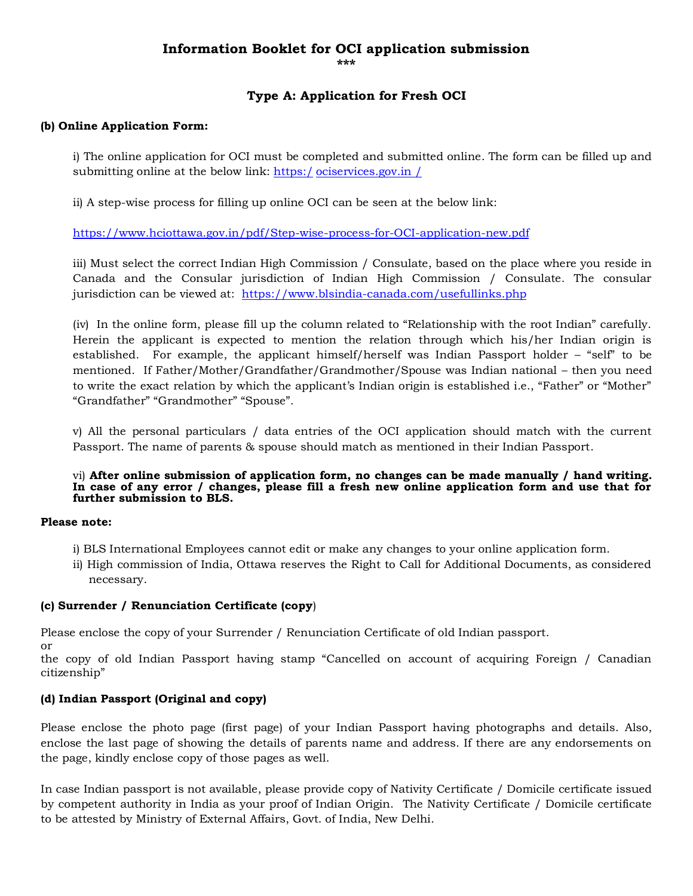# Information Booklet for OCI application submission

\*\*\*

## Type A: Application for Fresh OCI

### (b) Online Application Form:

i) The online application for OCI must be completed and submitted online. The form can be filled up and submitting online at the below link: https:/ ociservices.gov.in /

ii) A step-wise process for filling up online OCI can be seen at the below link:

https://www.hciottawa.gov.in/pdf/Step-wise-process-for-OCI-application-new.pdf

iii) Must select the correct Indian High Commission / Consulate, based on the place where you reside in Canada and the Consular jurisdiction of Indian High Commission / Consulate. The consular jurisdiction can be viewed at: https://www.blsindia-canada.com/usefullinks.php

(iv) In the online form, please fill up the column related to "Relationship with the root Indian" carefully. Herein the applicant is expected to mention the relation through which his/her Indian origin is established. For example, the applicant himself/herself was Indian Passport holder – "self" to be mentioned. If Father/Mother/Grandfather/Grandmother/Spouse was Indian national – then you need to write the exact relation by which the applicant's Indian origin is established i.e., "Father" or "Mother" "Grandfather" "Grandmother" "Spouse".

v) All the personal particulars / data entries of the OCI application should match with the current Passport. The name of parents & spouse should match as mentioned in their Indian Passport.

vi) **After online submission of application form, no changes can be made manually / hand writing. In case of any error / changes, please fill a fresh new online application form and use that for further submission to BLS.**

**Please note:**

i) BLS International Employees cannot edit or make any changes to your online application form.
ii) High commission of India, Ottawa reserves the Right to Call for Additional Documents, as considered necessary.

### (c) Surrender / Renunciation Certificate (copy)

Please enclose the copy of your Surrender / Renunciation Certificate of old Indian passport.
or
the copy of old Indian Passport having stamp "Cancelled on account of acquiring Foreign / Canadian citizenship"

### (d) Indian Passport (Original and copy)

Please enclose the photo page (first page) of your Indian Passport having photographs and details. Also, enclose the last page of showing the details of parents name and address. If there are any endorsements on the page, kindly enclose copy of those pages as well.

In case Indian passport is not available, please provide copy of Nativity Certificate / Domicile certificate issued by competent authority in India as your proof of Indian Origin. The Nativity Certificate / Domicile certificate to be attested by Ministry of External Affairs, Govt. of India, New Delhi.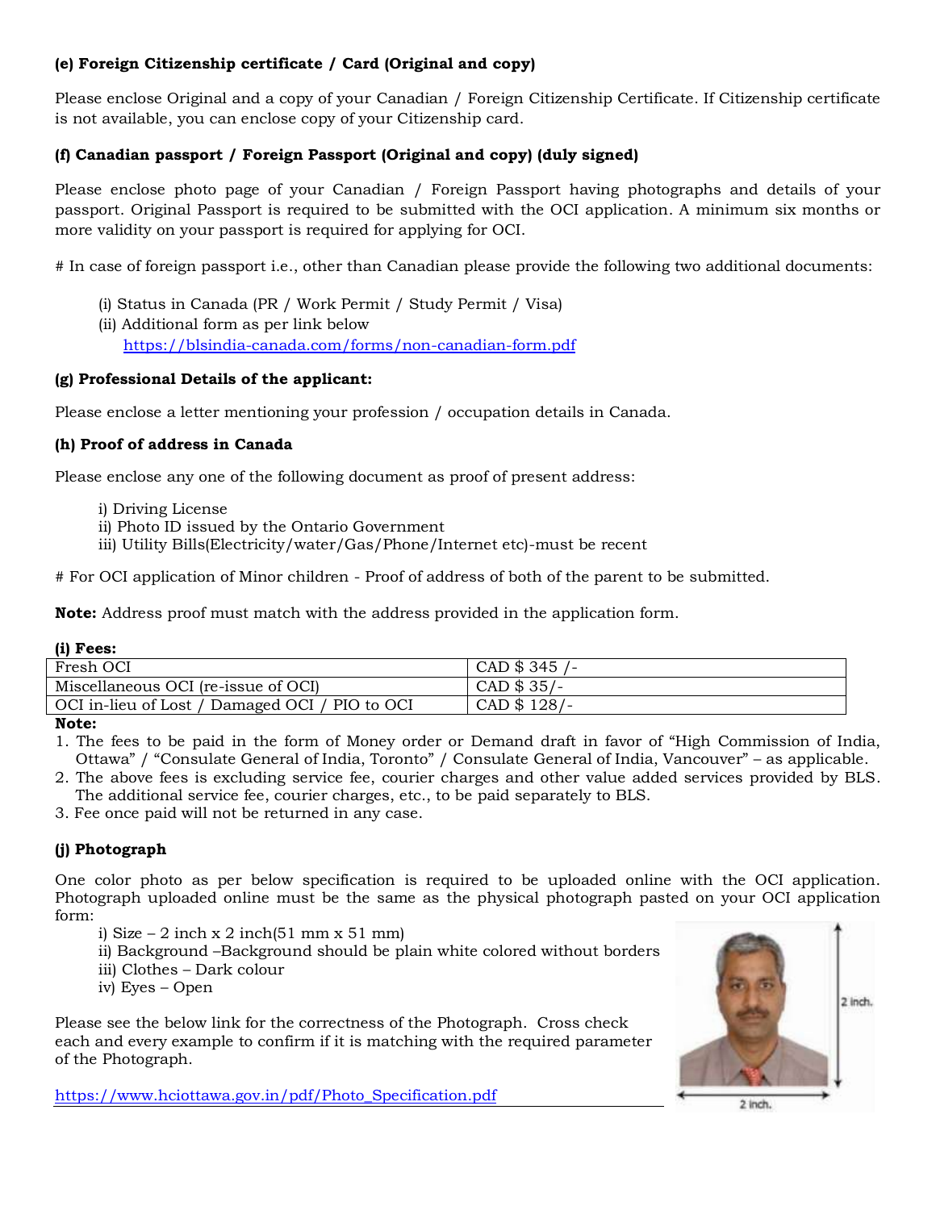**(e) Foreign Citizenship certificate / Card (Original and copy)**

Please enclose Original and a copy of your Canadian / Foreign Citizenship Certificate. If Citizenship certificate is not available, you can enclose copy of your Citizenship card.

**(f) Canadian passport / Foreign Passport (Original and copy) (duly signed)**

Please enclose photo page of your Canadian / Foreign Passport having photographs and details of your passport. Original Passport is required to be submitted with the OCI application. A minimum six months or more validity on your passport is required for applying for OCI.

# In case of foreign passport i.e., other than Canadian please provide the following two additional documents:

(i) Status in Canada (PR / Work Permit / Study Permit / Visa)
(ii) Additional form as per link below
https://blsindia-canada.com/forms/non-canadian-form.pdf

**(g) Professional Details of the applicant:**

Please enclose a letter mentioning your profession / occupation details in Canada.

**(h) Proof of address in Canada**

Please enclose any one of the following document as proof of present address:

i) Driving License
ii) Photo ID issued by the Ontario Government
iii) Utility Bills(Electricity/water/Gas/Phone/Internet etc)-must be recent

# For OCI application of Minor children - Proof of address of both of the parent to be submitted.

**Note:** Address proof must match with the address provided in the application form.

**(i) Fees:**

| Fresh OCI | CAD $ 345 /- |
|---|---|
| Miscellaneous OCI (re-issue of OCI) | CAD $ 35/- |
| OCI in-lieu of Lost / Damaged OCI / PIO to OCI | CAD $ 128/- |

**Note:**

1. The fees to be paid in the form of Money order or Demand draft in favor of "High Commission of India, Ottawa" / "Consulate General of India, Toronto" / Consulate General of India, Vancouver" – as applicable.
2. The above fees is excluding service fee, courier charges and other value added services provided by BLS. The additional service fee, courier charges, etc., to be paid separately to BLS.
3. Fee once paid will not be returned in any case.

**(j) Photograph**

One color photo as per below specification is required to be uploaded online with the OCI application. Photograph uploaded online must be the same as the physical photograph pasted on your OCI application form:

i) Size – 2 inch x 2 inch(51 mm x 51 mm)
ii) Background –Background should be plain white colored without borders
iii) Clothes – Dark colour
iv) Eyes – Open

Please see the below link for the correctness of the Photograph. Cross check each and every example to confirm if it is matching with the required parameter of the Photograph.

https://www.hciottawa.gov.in/pdf/Photo_Specification.pdf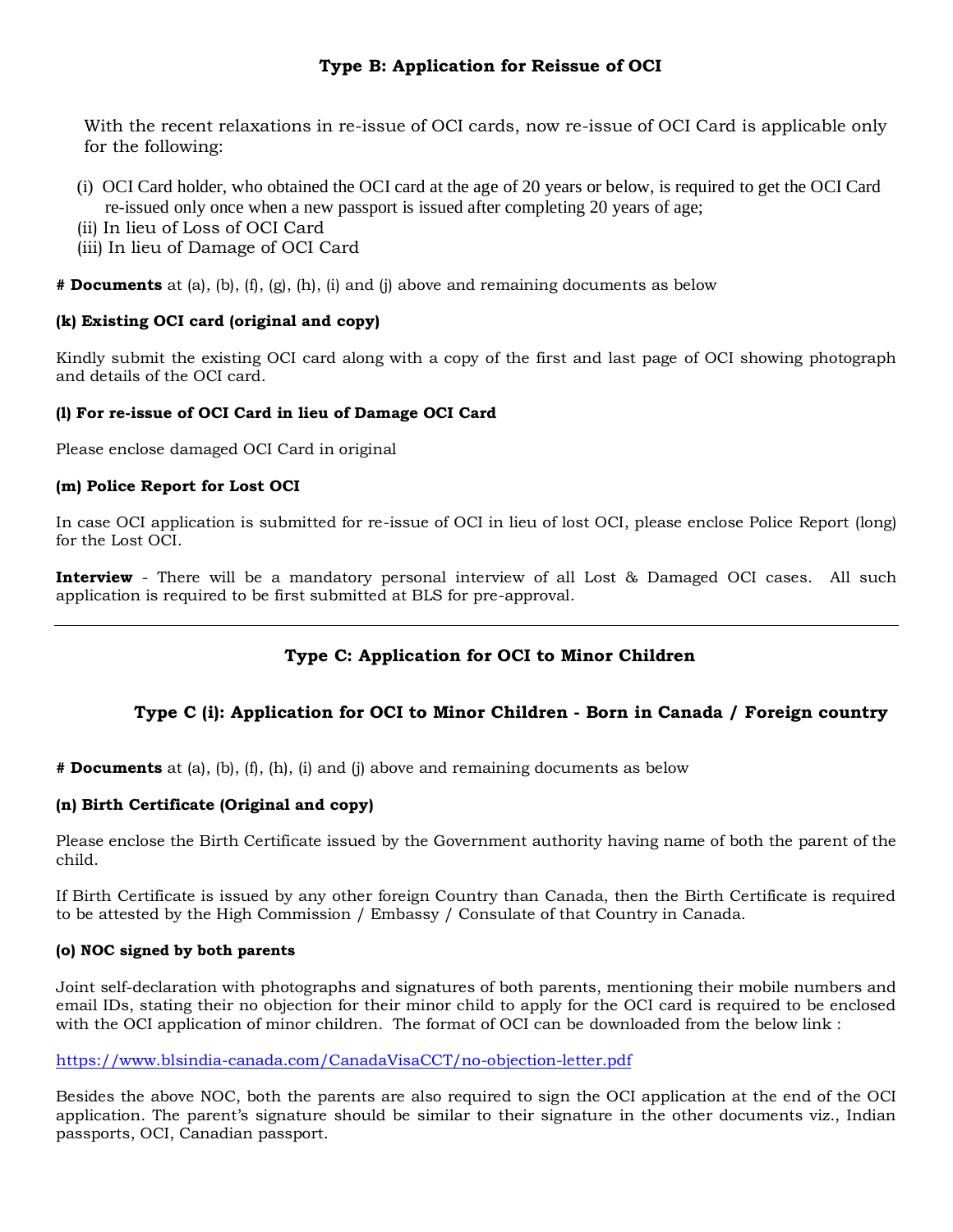### Type B: Application for Reissue of OCI

With the recent relaxations in re-issue of OCI cards, now re-issue of OCI Card is applicable only for the following:

(i) OCI Card holder, who obtained the OCI card at the age of 20 years or below, is required to get the OCI Card re-issued only once when a new passport is issued after completing 20 years of age;
(ii) In lieu of Loss of OCI Card
(iii) In lieu of Damage of OCI Card

**# Documents** at (a), (b), (f), (g), (h), (i) and (j) above and remaining documents as below

**(k) Existing OCI card (original and copy)**

Kindly submit the existing OCI card along with a copy of the first and last page of OCI showing photograph and details of the OCI card.

**(l) For re-issue of OCI Card in lieu of Damage OCI Card**

Please enclose damaged OCI Card in original

**(m) Police Report for Lost OCI**

In case OCI application is submitted for re-issue of OCI in lieu of lost OCI, please enclose Police Report (long) for the Lost OCI.

**Interview** - There will be a mandatory personal interview of all Lost & Damaged OCI cases. All such application is required to be first submitted at BLS for pre-approval.

---

### Type C: Application for OCI to Minor Children

#### Type C (i): Application for OCI to Minor Children - Born in Canada / Foreign country

**# Documents** at (a), (b), (f), (h), (i) and (j) above and remaining documents as below

**(n) Birth Certificate (Original and copy)**

Please enclose the Birth Certificate issued by the Government authority having name of both the parent of the child.

If Birth Certificate is issued by any other foreign Country than Canada, then the Birth Certificate is required to be attested by the High Commission / Embassy / Consulate of that Country in Canada.

**(o) NOC signed by both parents**

Joint self-declaration with photographs and signatures of both parents, mentioning their mobile numbers and email IDs, stating their no objection for their minor child to apply for the OCI card is required to be enclosed with the OCI application of minor children. The format of OCI can be downloaded from the below link :

https://www.blsindia-canada.com/CanadaVisaCCT/no-objection-letter.pdf

Besides the above NOC, both the parents are also required to sign the OCI application at the end of the OCI application. The parent's signature should be similar to their signature in the other documents viz., Indian passports, OCI, Canadian passport.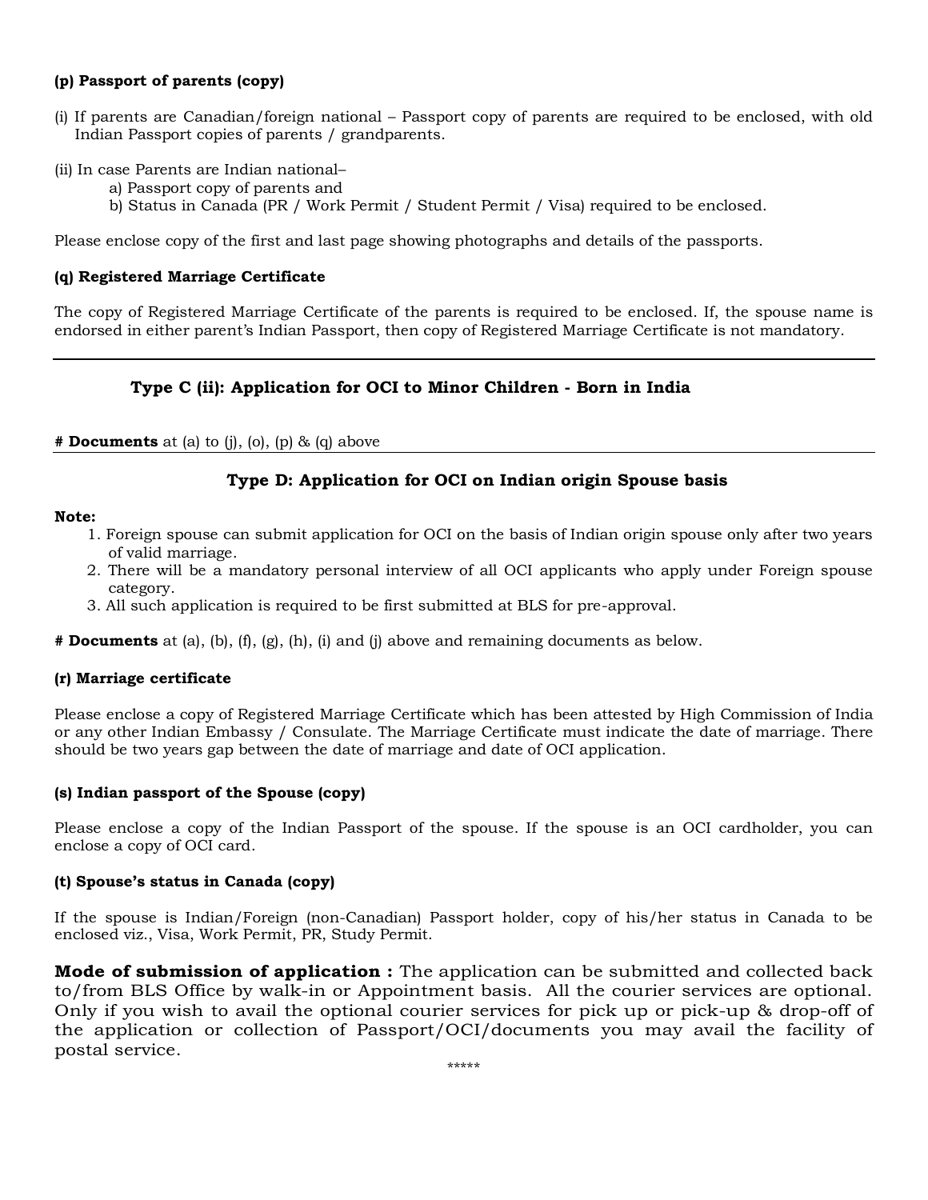**(p) Passport of parents (copy)**

(i) If parents are Canadian/foreign national – Passport copy of parents are required to be enclosed, with old Indian Passport copies of parents / grandparents.

(ii) In case Parents are Indian national–

a) Passport copy of parents and

b) Status in Canada (PR / Work Permit / Student Permit / Visa) required to be enclosed.

Please enclose copy of the first and last page showing photographs and details of the passports.

**(q) Registered Marriage Certificate**

The copy of Registered Marriage Certificate of the parents is required to be enclosed. If, the spouse name is endorsed in either parent's Indian Passport, then copy of Registered Marriage Certificate is not mandatory.

---

## Type C (ii): Application for OCI to Minor Children - Born in India

# **Documents** at (a) to (j), (o), (p) & (q) above

---

## Type D: Application for OCI on Indian origin Spouse basis

**Note:**

1. Foreign spouse can submit application for OCI on the basis of Indian origin spouse only after two years of valid marriage.
2. There will be a mandatory personal interview of all OCI applicants who apply under Foreign spouse category.
3. All such application is required to be first submitted at BLS for pre-approval.

# **Documents** at (a), (b), (f), (g), (h), (i) and (j) above and remaining documents as below.

**(r) Marriage certificate**

Please enclose a copy of Registered Marriage Certificate which has been attested by High Commission of India or any other Indian Embassy / Consulate. The Marriage Certificate must indicate the date of marriage. There should be two years gap between the date of marriage and date of OCI application.

**(s) Indian passport of the Spouse (copy)**

Please enclose a copy of the Indian Passport of the spouse. If the spouse is an OCI cardholder, you can enclose a copy of OCI card.

**(t) Spouse's status in Canada (copy)**

If the spouse is Indian/Foreign (non-Canadian) Passport holder, copy of his/her status in Canada to be enclosed viz., Visa, Work Permit, PR, Study Permit.

**Mode of submission of application :** The application can be submitted and collected back to/from BLS Office by walk-in or Appointment basis. All the courier services are optional. Only if you wish to avail the optional courier services for pick up or pick-up & drop-off of the application or collection of Passport/OCI/documents you may avail the facility of postal service.

*****